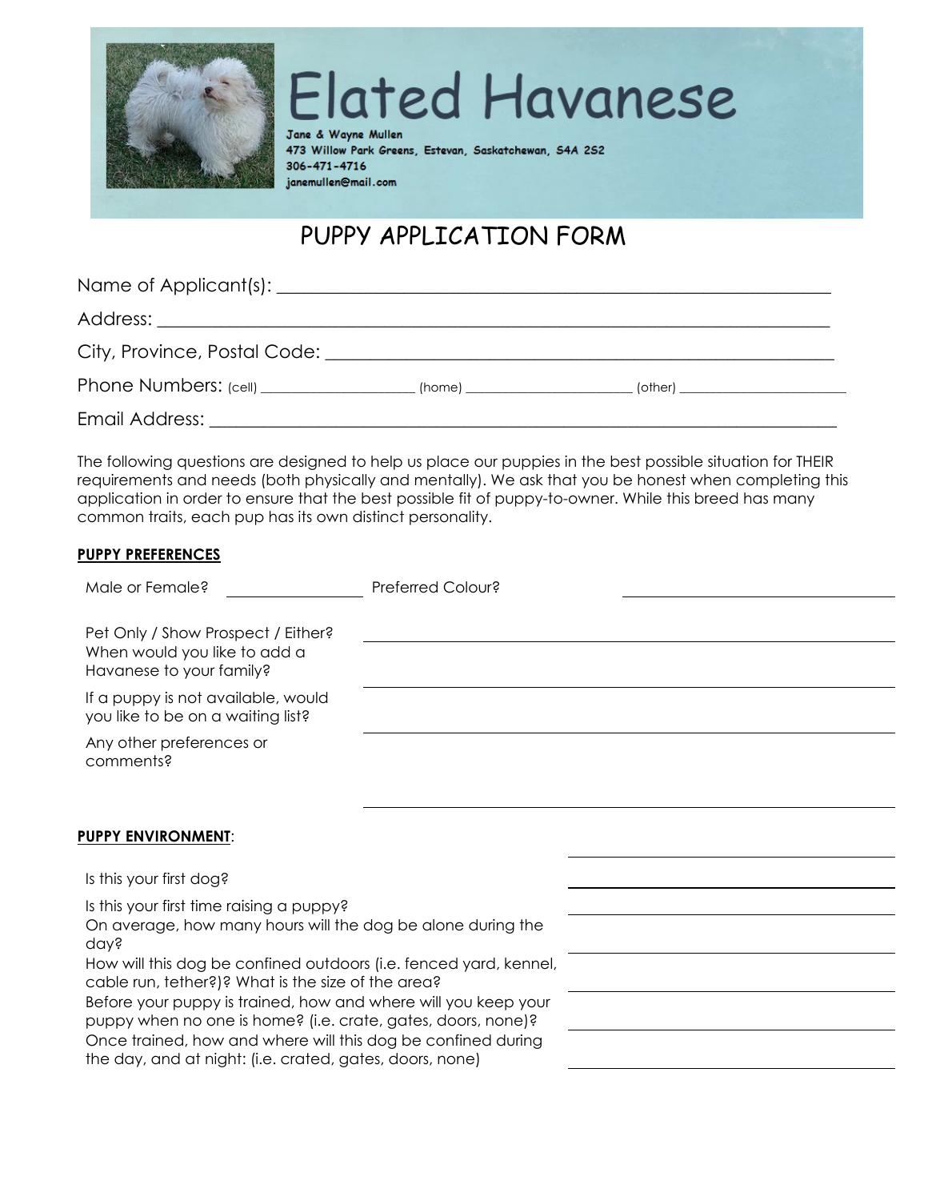# Elated Havanese

Jane & Wayne Mullen
473 Willow Park Greens, Estevan, Saskatchewan, S4A 2S2
306-471-4716
janemullen@mail.com

## PUPPY APPLICATION FORM

Name of Applicant(s): ______________________________________________

Address: ______________________________________________

City, Province, Postal Code: ______________________________________________

Phone Numbers: (cell) ________________ (home) ________________ (other) ________________

Email Address: ______________________________________________

The following questions are designed to help us place our puppies in the best possible situation for THEIR requirements and needs (both physically and mentally). We ask that you be honest when completing this application in order to ensure that the best possible fit of puppy-to-owner. While this breed has many common traits, each pup has its own distinct personality.

**PUPPY PREFERENCES**

Male or Female? ________________ Preferred Colour? ________________

Pet Only / Show Prospect / Either? ________________

When would you like to add a Havanese to your family? ________________

If a puppy is not available, would you like to be on a waiting list? ________________

Any other preferences or comments? ________________

**PUPPY ENVIRONMENT**:

Is this your first dog? ________________

Is this your first time raising a puppy? ________________

On average, how many hours will the dog be alone during the day? ________________

How will this dog be confined outdoors (i.e. fenced yard, kennel, cable run, tether?)? What is the size of the area? ________________

Before your puppy is trained, how and where will you keep your puppy when no one is home? (i.e. crate, gates, doors, none)? ________________

Once trained, how and where will this dog be confined during the day, and at night: (i.e. crated, gates, doors, none) ________________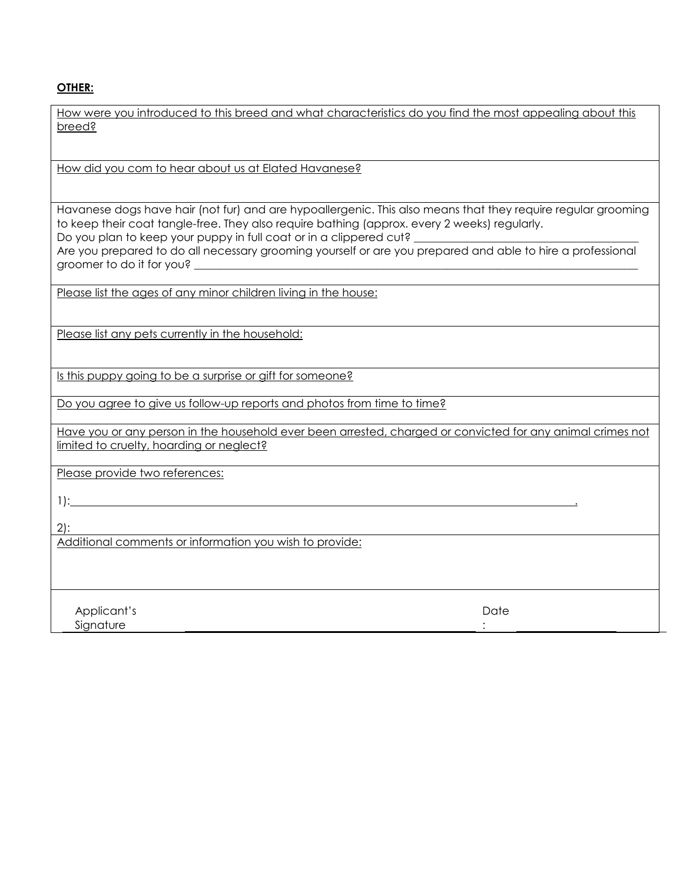**OTHER:**

How were you introduced to this breed and what characteristics do you find the most appealing about this breed?

How did you com to hear about us at Elated Havanese?

Havanese dogs have hair (not fur) and are hypoallergenic. This also means that they require regular grooming to keep their coat tangle-free. They also require bathing (approx. every 2 weeks) regularly.
Do you plan to keep your puppy in full coat or in a clippered cut? ___________________________________________
Are you prepared to do all necessary grooming yourself or are you prepared and able to hire a professional groomer to do it for you? ___________________________________________________________________________________

Please list the ages of any minor children living in the house:

Please list any pets currently in the household:

Is this puppy going to be a surprise or gift for someone?

Do you agree to give us follow-up reports and photos from time to time?

Have you or any person in the household ever been arrested, charged or convicted for any animal crimes not limited to cruelty, hoarding or neglect?

Please provide two references:

1):___________________________________________________________________________________________.

2):

Additional comments or information you wish to provide:

Applicant's Signature ____________________________________________________ Date: ___________________